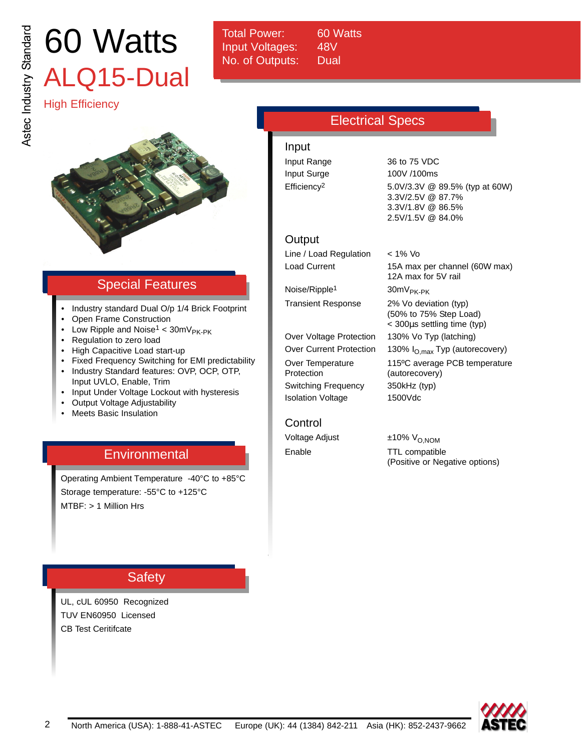Astec Industry Standard

# 60 Watts

## ALQ15-Dual

High Efficiency

| | |
|---|---|
| Total Power: | 60 Watts |
| Input Voltages: | 48V |
| No. of Outputs: | Dual |

## Special Features

- Industry standard Dual O/p 1/4 Brick Footprint
- Open Frame Construction
- Low Ripple and Noise[1] < 30mV$_{PK-PK}$
- Regulation to zero load
- High Capacitive Load start-up
- Fixed Frequency Switching for EMI predictability
- Industry Standard features: OVP, OCP, OTP, Input UVLO, Enable, Trim
- Input Under Voltage Lockout with hysteresis
- Output Voltage Adjustability
- Meets Basic Insulation

## Environmental

Operating Ambient Temperature -40°C to +85°C

Storage temperature: -55°C to +125°C

MTBF: > 1 Million Hrs

## Safety

UL, cUL 60950 Recognized

TUV EN60950 Licensed

CB Test Ceritifcate

## Electrical Specs

### Input

| | |
|---|---|
| Input Range | 36 to 75 VDC |
| Input Surge | 100V /100ms |
| Efficiency[2] | 5.0V/3.3V @ 89.5% (typ at 60W)<br>3.3V/2.5V @ 87.7%<br>3.3V/1.8V @ 86.5%<br>2.5V/1.5V @ 84.0% |

### Output

| | |
|---|---|
| Line / Load Regulation | < 1% Vo |
| Load Current | 15A max per channel (60W max)<br>12A max for 5V rail |
| Noise/Ripple[1] | 30mV$_{PK-PK}$ |
| Transient Response | 2% Vo deviation (typ)<br>(50% to 75% Step Load)<br>< 300µs settling time (typ) |
| Over Voltage Protection | 130% Vo Typ (latching) |
| Over Current Protection | 130% $I_{O,max}$ Typ (autorecovery) |
| Over Temperature Protection | 115ºC average PCB temperature (autorecovery) |
| Switching Frequency | 350kHz (typ) |
| Isolation Voltage | 1500Vdc |

### Control

| | |
|---|---|
| Voltage Adjust | ±10% $V_{O,NOM}$ |
| Enable | TTL compatible<br>(Positive or Negative options) |

North America (USA): 1-888-41-ASTEC Europe (UK): 44 (1384) 842-211 Asia (HK): 852-2437-9662

ASTEC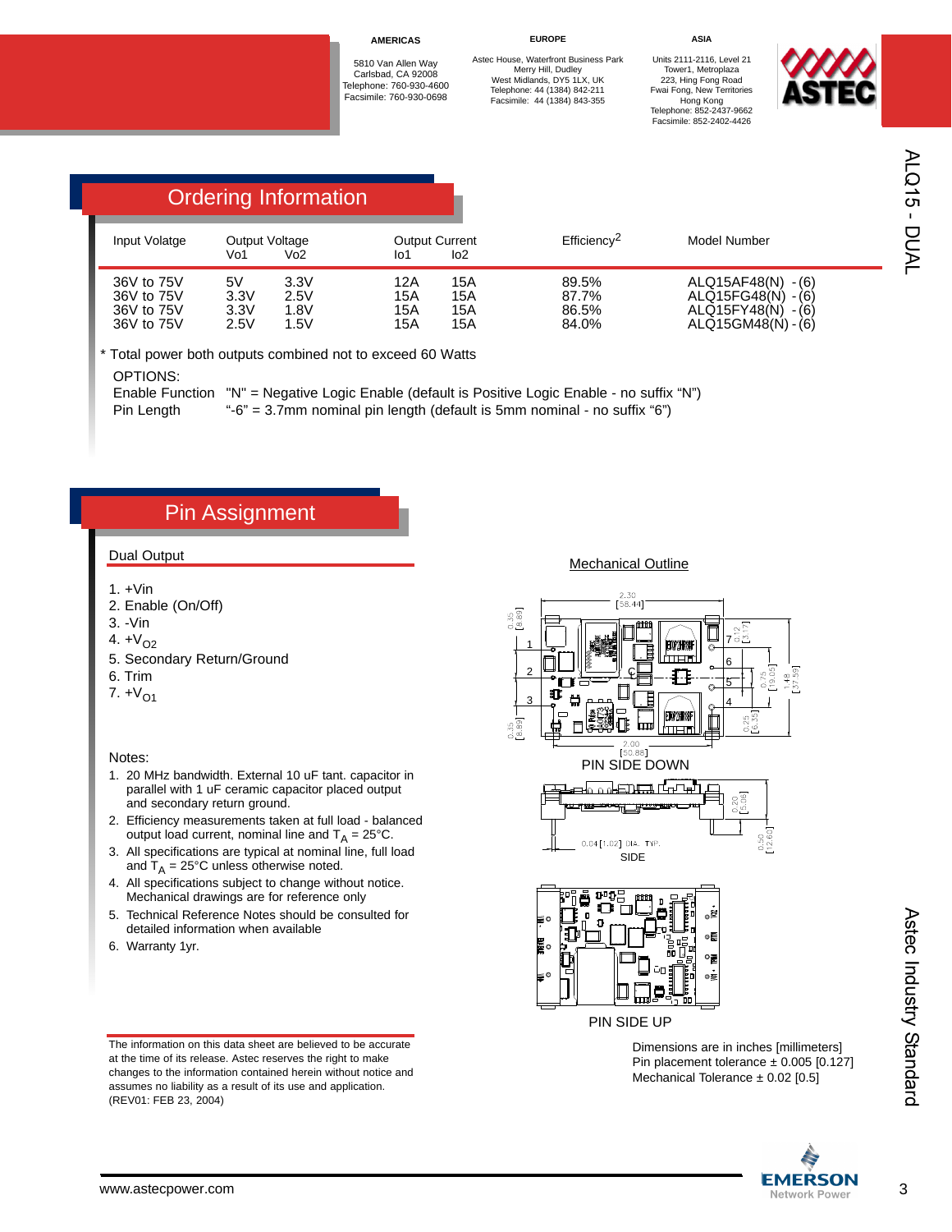## Ordering Information

| Input Volatge | Output Voltage Vo1 | Vo2 | Output Current Io1 | Io2 | Efficiency[2] | Model Number |
|---|---|---|---|---|---|---|
| 36V to 75V | 5V | 3.3V | 12A | 15A | 89.5% | ALQ15AF48(N) - (6) |
| 36V to 75V | 3.3V | 2.5V | 15A | 15A | 87.7% | ALQ15FG48(N) - (6) |
| 36V to 75V | 3.3V | 1.8V | 15A | 15A | 86.5% | ALQ15FY48(N) - (6) |
| 36V to 75V | 2.5V | 1.5V | 15A | 15A | 84.0% | ALQ15GM48(N) - (6) |

* Total power both outputs combined not to exceed 60 Watts

OPTIONS:

Enable Function "N" = Negative Logic Enable (default is Positive Logic Enable - no suffix "N")

Pin Length "-6" = 3.7mm nominal pin length (default is 5mm nominal - no suffix "6")

## Pin Assignment

### Dual Output

1. +Vin
2. Enable (On/Off)
3. -Vin
4. $+V_{O2}$
5. Secondary Return/Ground
6. Trim
7. $+V_{O1}$

### Mechanical Outline

2.30 [58.44]

0.35 [8.89]

0.12 [3.17]

0.75 [19.05]

1.48 [37.59]

0.35 [8.89]

0.25 [6.35]

2.00 [50.88]

PIN SIDE DOWN

0.20 [5.08]

0.04 [1.02] DIA. TYP.

0.50 [12.60]

SIDE

PIN SIDE UP

Dimensions are in inches [millimeters]
Pin placement tolerance ± 0.005 [0.127]
Mechanical Tolerance ± 0.02 [0.5]

Notes:

1. 20 MHz bandwidth. External 10 uF tant. capacitor in parallel with 1 uF ceramic capacitor placed output and secondary return ground.
2. Efficiency measurements taken at full load - balanced output load current, nominal line and $T_A$ = 25°C.
3. All specifications are typical at nominal line, full load and $T_A$ = 25°C unless otherwise noted.
4. All specifications subject to change without notice. Mechanical drawings are for reference only
5. Technical Reference Notes should be consulted for detailed information when available
6. Warranty 1yr.

The information on this data sheet are believed to be accurate at the time of its release. Astec reserves the right to make changes to the information contained herein without notice and assumes no liability as a result of its use and application. (REV01: FEB 23, 2004)